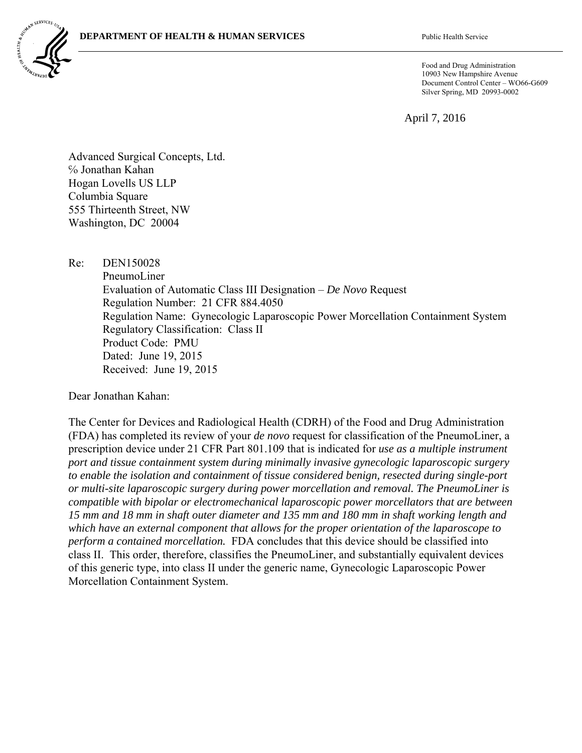**DEPARTMENT OF HEALTH & HUMAN SERVICES** Public Health Service

Food and Drug Administration
10903 New Hampshire Avenue
Document Control Center – WO66-G609
Silver Spring, MD 20993-0002

April 7, 2016

Advanced Surgical Concepts, Ltd.
℅ Jonathan Kahan
Hogan Lovells US LLP
Columbia Square
555 Thirteenth Street, NW
Washington, DC 20004

Re: DEN150028
PneumoLiner
Evaluation of Automatic Class III Designation – *De Novo* Request
Regulation Number: 21 CFR 884.4050
Regulation Name: Gynecologic Laparoscopic Power Morcellation Containment System
Regulatory Classification: Class II
Product Code: PMU
Dated: June 19, 2015
Received: June 19, 2015

Dear Jonathan Kahan:

The Center for Devices and Radiological Health (CDRH) of the Food and Drug Administration (FDA) has completed its review of your *de novo* request for classification of the PneumoLiner, a prescription device under 21 CFR Part 801.109 that is indicated for *use as a multiple instrument port and tissue containment system during minimally invasive gynecologic laparoscopic surgery to enable the isolation and containment of tissue considered benign, resected during single-port or multi-site laparoscopic surgery during power morcellation and removal. The PneumoLiner is compatible with bipolar or electromechanical laparoscopic power morcellators that are between 15 mm and 18 mm in shaft outer diameter and 135 mm and 180 mm in shaft working length and which have an external component that allows for the proper orientation of the laparoscope to perform a contained morcellation.* FDA concludes that this device should be classified into class II. This order, therefore, classifies the PneumoLiner, and substantially equivalent devices of this generic type, into class II under the generic name, Gynecologic Laparoscopic Power Morcellation Containment System.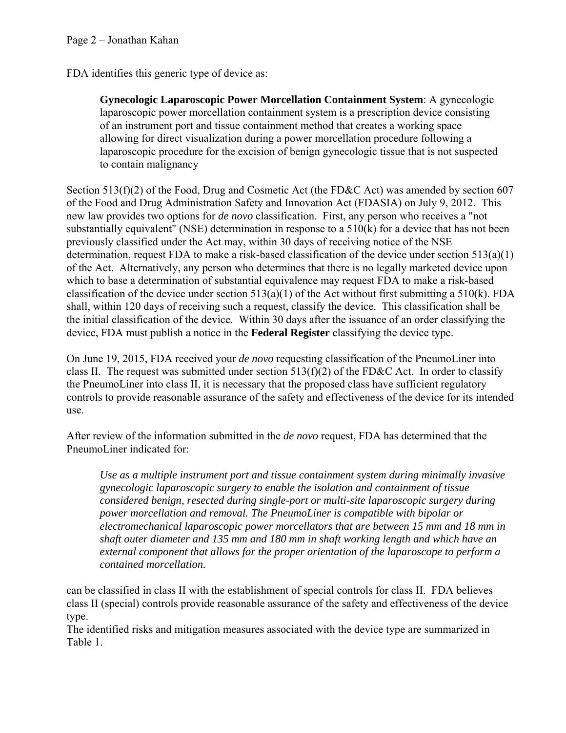FDA identifies this generic type of device as:

> **Gynecologic Laparoscopic Power Morcellation Containment System**: A gynecologic laparoscopic power morcellation containment system is a prescription device consisting of an instrument port and tissue containment method that creates a working space allowing for direct visualization during a power morcellation procedure following a laparoscopic procedure for the excision of benign gynecologic tissue that is not suspected to contain malignancy

Section 513(f)(2) of the Food, Drug and Cosmetic Act (the FD&C Act) was amended by section 607 of the Food and Drug Administration Safety and Innovation Act (FDASIA) on July 9, 2012. This new law provides two options for *de novo* classification. First, any person who receives a "not substantially equivalent" (NSE) determination in response to a 510(k) for a device that has not been previously classified under the Act may, within 30 days of receiving notice of the NSE determination, request FDA to make a risk-based classification of the device under section 513(a)(1) of the Act. Alternatively, any person who determines that there is no legally marketed device upon which to base a determination of substantial equivalence may request FDA to make a risk-based classification of the device under section 513(a)(1) of the Act without first submitting a 510(k). FDA shall, within 120 days of receiving such a request, classify the device. This classification shall be the initial classification of the device. Within 30 days after the issuance of an order classifying the device, FDA must publish a notice in the **Federal Register** classifying the device type.

On June 19, 2015, FDA received your *de novo* requesting classification of the PneumoLiner into class II. The request was submitted under section 513(f)(2) of the FD&C Act. In order to classify the PneumoLiner into class II, it is necessary that the proposed class have sufficient regulatory controls to provide reasonable assurance of the safety and effectiveness of the device for its intended use.

After review of the information submitted in the *de novo* request, FDA has determined that the PneumoLiner indicated for:

> *Use as a multiple instrument port and tissue containment system during minimally invasive gynecologic laparoscopic surgery to enable the isolation and containment of tissue considered benign, resected during single-port or multi-site laparoscopic surgery during power morcellation and removal. The PneumoLiner is compatible with bipolar or electromechanical laparoscopic power morcellators that are between 15 mm and 18 mm in shaft outer diameter and 135 mm and 180 mm in shaft working length and which have an external component that allows for the proper orientation of the laparoscope to perform a contained morcellation.*

can be classified in class II with the establishment of special controls for class II. FDA believes class II (special) controls provide reasonable assurance of the safety and effectiveness of the device type.
The identified risks and mitigation measures associated with the device type are summarized in Table 1.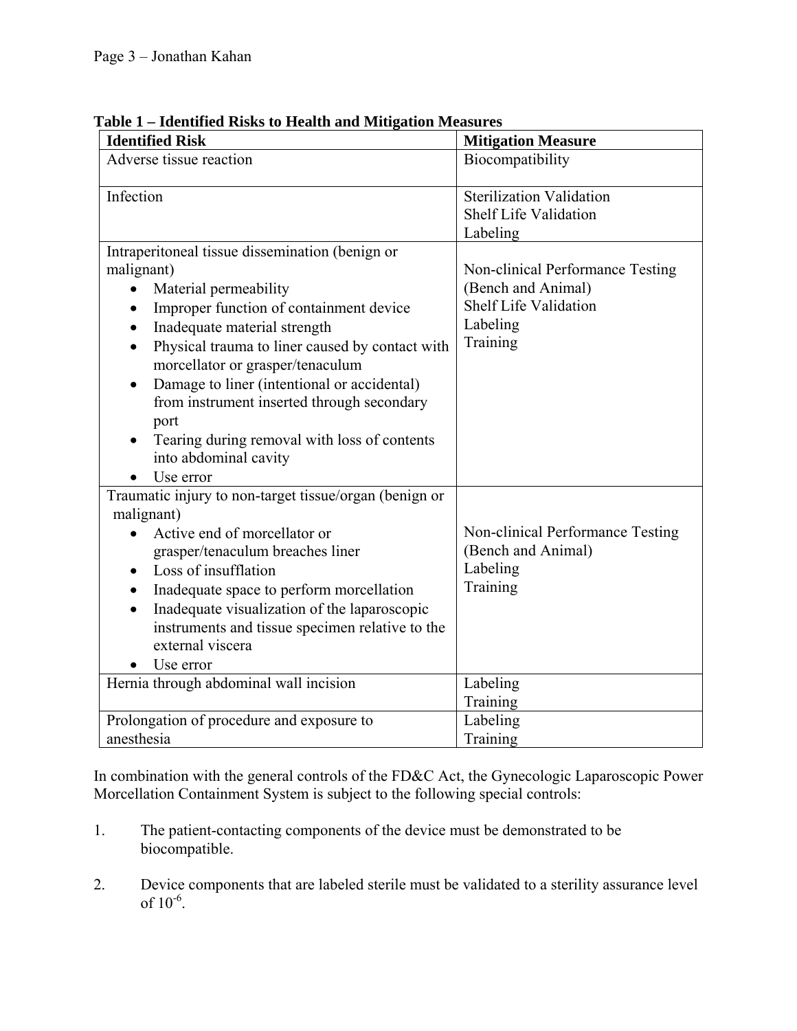**Table 1 – Identified Risks to Health and Mitigation Measures**

| Identified Risk | Mitigation Measure |
|---|---|
| Adverse tissue reaction | Biocompatibility |
| Infection | Sterilization Validation<br>Shelf Life Validation<br>Labeling |
| Intraperitoneal tissue dissemination (benign or malignant)<br>• Material permeability<br>• Improper function of containment device<br>• Inadequate material strength<br>• Physical trauma to liner caused by contact with morcellator or grasper/tenaculum<br>• Damage to liner (intentional or accidental) from instrument inserted through secondary port<br>• Tearing during removal with loss of contents into abdominal cavity<br>• Use error | Non-clinical Performance Testing (Bench and Animal)<br>Shelf Life Validation<br>Labeling<br>Training |
| Traumatic injury to non-target tissue/organ (benign or malignant)<br>• Active end of morcellator or grasper/tenaculum breaches liner<br>• Loss of insufflation<br>• Inadequate space to perform morcellation<br>• Inadequate visualization of the laparoscopic instruments and tissue specimen relative to the external viscera<br>• Use error | Non-clinical Performance Testing (Bench and Animal)<br>Labeling<br>Training |
| Hernia through abdominal wall incision | Labeling<br>Training |
| Prolongation of procedure and exposure to anesthesia | Labeling<br>Training |

In combination with the general controls of the FD&C Act, the Gynecologic Laparoscopic Power Morcellation Containment System is subject to the following special controls:

1. The patient-contacting components of the device must be demonstrated to be biocompatible.

2. Device components that are labeled sterile must be validated to a sterility assurance level of $10^{-6}$.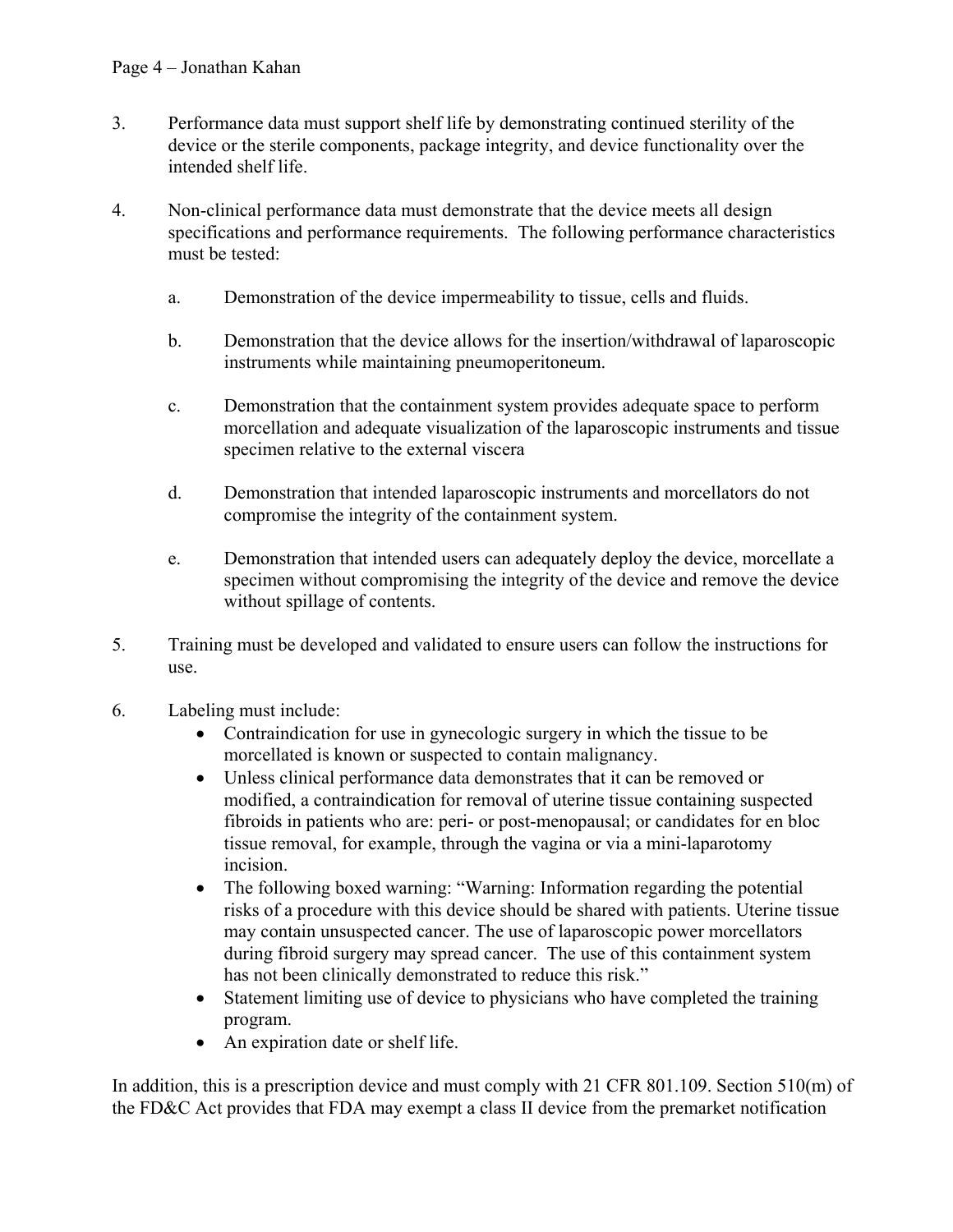3. Performance data must support shelf life by demonstrating continued sterility of the device or the sterile components, package integrity, and device functionality over the intended shelf life.

4. Non-clinical performance data must demonstrate that the device meets all design specifications and performance requirements. The following performance characteristics must be tested:

   a. Demonstration of the device impermeability to tissue, cells and fluids.

   b. Demonstration that the device allows for the insertion/withdrawal of laparoscopic instruments while maintaining pneumoperitoneum.

   c. Demonstration that the containment system provides adequate space to perform morcellation and adequate visualization of the laparoscopic instruments and tissue specimen relative to the external viscera

   d. Demonstration that intended laparoscopic instruments and morcellators do not compromise the integrity of the containment system.

   e. Demonstration that intended users can adequately deploy the device, morcellate a specimen without compromising the integrity of the device and remove the device without spillage of contents.

5. Training must be developed and validated to ensure users can follow the instructions for use.

6. Labeling must include:
   - Contraindication for use in gynecologic surgery in which the tissue to be morcellated is known or suspected to contain malignancy.
   - Unless clinical performance data demonstrates that it can be removed or modified, a contraindication for removal of uterine tissue containing suspected fibroids in patients who are: peri- or post-menopausal; or candidates for en bloc tissue removal, for example, through the vagina or via a mini-laparotomy incision.
   - The following boxed warning: "Warning: Information regarding the potential risks of a procedure with this device should be shared with patients. Uterine tissue may contain unsuspected cancer. The use of laparoscopic power morcellators during fibroid surgery may spread cancer. The use of this containment system has not been clinically demonstrated to reduce this risk."
   - Statement limiting use of device to physicians who have completed the training program.
   - An expiration date or shelf life.

In addition, this is a prescription device and must comply with 21 CFR 801.109. Section 510(m) of the FD&C Act provides that FDA may exempt a class II device from the premarket notification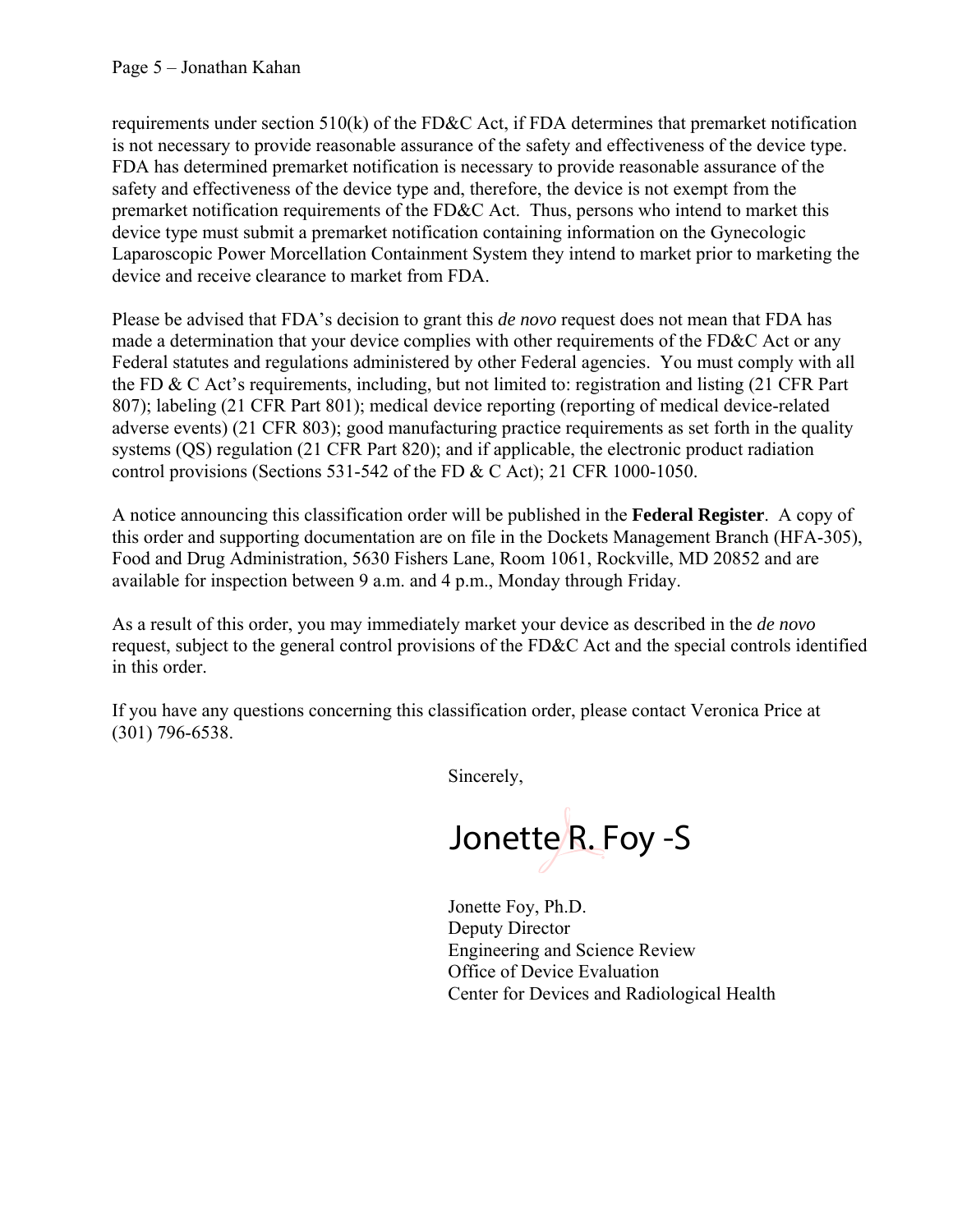requirements under section 510(k) of the FD&C Act, if FDA determines that premarket notification is not necessary to provide reasonable assurance of the safety and effectiveness of the device type. FDA has determined premarket notification is necessary to provide reasonable assurance of the safety and effectiveness of the device type and, therefore, the device is not exempt from the premarket notification requirements of the FD&C Act. Thus, persons who intend to market this device type must submit a premarket notification containing information on the Gynecologic Laparoscopic Power Morcellation Containment System they intend to market prior to marketing the device and receive clearance to market from FDA.

Please be advised that FDA's decision to grant this *de novo* request does not mean that FDA has made a determination that your device complies with other requirements of the FD&C Act or any Federal statutes and regulations administered by other Federal agencies. You must comply with all the FD & C Act's requirements, including, but not limited to: registration and listing (21 CFR Part 807); labeling (21 CFR Part 801); medical device reporting (reporting of medical device-related adverse events) (21 CFR 803); good manufacturing practice requirements as set forth in the quality systems (QS) regulation (21 CFR Part 820); and if applicable, the electronic product radiation control provisions (Sections 531-542 of the FD & C Act); 21 CFR 1000-1050.

A notice announcing this classification order will be published in the **Federal Register**. A copy of this order and supporting documentation are on file in the Dockets Management Branch (HFA-305), Food and Drug Administration, 5630 Fishers Lane, Room 1061, Rockville, MD 20852 and are available for inspection between 9 a.m. and 4 p.m., Monday through Friday.

As a result of this order, you may immediately market your device as described in the *de novo* request, subject to the general control provisions of the FD&C Act and the special controls identified in this order.

If you have any questions concerning this classification order, please contact Veronica Price at (301) 796-6538.

Sincerely,

Jonette R. Foy -S

Jonette Foy, Ph.D.
Deputy Director
Engineering and Science Review
Office of Device Evaluation
Center for Devices and Radiological Health